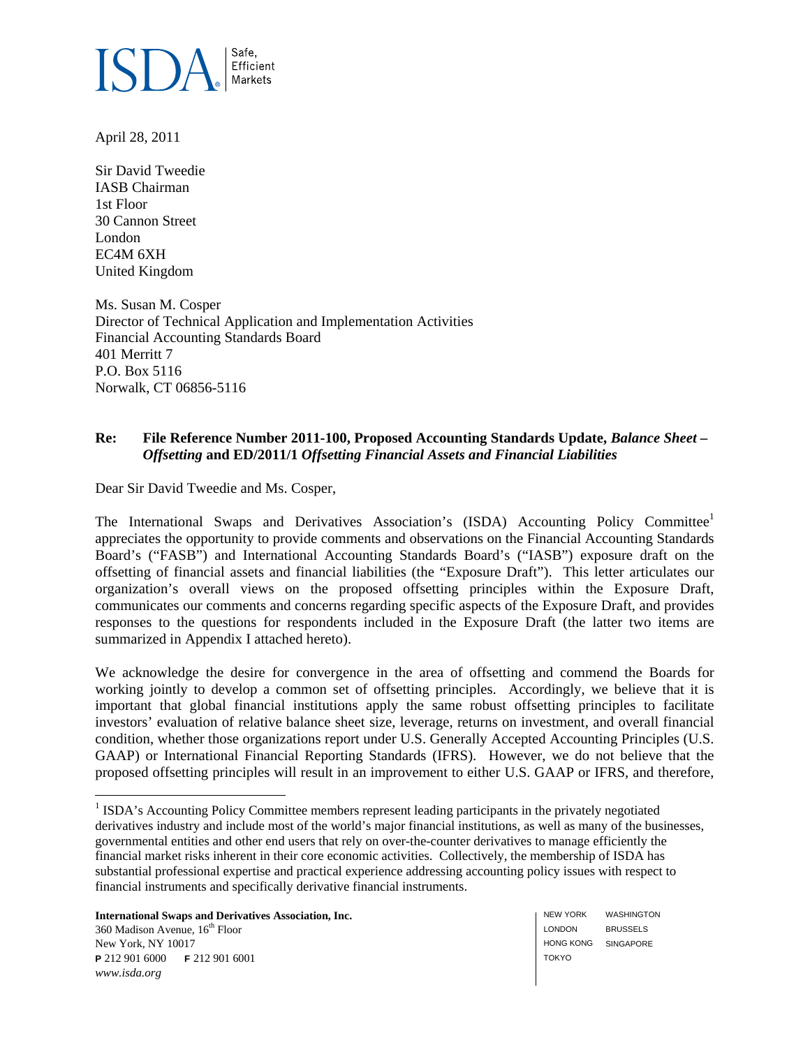ISDA Safe, Efficient Markets

April 28, 2011

Sir David Tweedie
IASB Chairman
1st Floor
30 Cannon Street
London
EC4M 6XH
United Kingdom

Ms. Susan M. Cosper
Director of Technical Application and Implementation Activities
Financial Accounting Standards Board
401 Merritt 7
P.O. Box 5116
Norwalk, CT 06856-5116

**Re: File Reference Number 2011-100, Proposed Accounting Standards Update, *Balance Sheet – Offsetting* and ED/2011/1 *Offsetting Financial Assets and Financial Liabilities***

Dear Sir David Tweedie and Ms. Cosper,

The International Swaps and Derivatives Association's (ISDA) Accounting Policy Committee[1] appreciates the opportunity to provide comments and observations on the Financial Accounting Standards Board's ("FASB") and International Accounting Standards Board's ("IASB") exposure draft on the offsetting of financial assets and financial liabilities (the "Exposure Draft"). This letter articulates our organization's overall views on the proposed offsetting principles within the Exposure Draft, communicates our comments and concerns regarding specific aspects of the Exposure Draft, and provides responses to the questions for respondents included in the Exposure Draft (the latter two items are summarized in Appendix I attached hereto).

We acknowledge the desire for convergence in the area of offsetting and commend the Boards for working jointly to develop a common set of offsetting principles. Accordingly, we believe that it is important that global financial institutions apply the same robust offsetting principles to facilitate investors' evaluation of relative balance sheet size, leverage, returns on investment, and overall financial condition, whether those organizations report under U.S. Generally Accepted Accounting Principles (U.S. GAAP) or International Financial Reporting Standards (IFRS). However, we do not believe that the proposed offsetting principles will result in an improvement to either U.S. GAAP or IFRS, and therefore,

[1] ISDA's Accounting Policy Committee members represent leading participants in the privately negotiated derivatives industry and include most of the world's major financial institutions, as well as many of the businesses, governmental entities and other end users that rely on over-the-counter derivatives to manage efficiently the financial market risks inherent in their core economic activities. Collectively, the membership of ISDA has substantial professional expertise and practical experience addressing accounting policy issues with respect to financial instruments and specifically derivative financial instruments.

**International Swaps and Derivatives Association, Inc.**
360 Madison Avenue, 16th Floor
New York, NY 10017
P 212 901 6000 F 212 901 6001
*www.isda.org*

NEW YORK WASHINGTON
LONDON BRUSSELS
HONG KONG SINGAPORE
TOKYO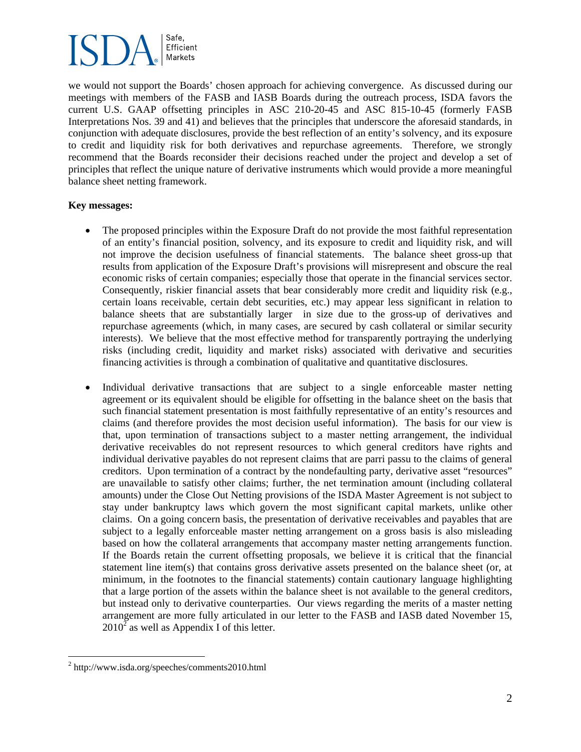we would not support the Boards' chosen approach for achieving convergence. As discussed during our meetings with members of the FASB and IASB Boards during the outreach process, ISDA favors the current U.S. GAAP offsetting principles in ASC 210-20-45 and ASC 815-10-45 (formerly FASB Interpretations Nos. 39 and 41) and believes that the principles that underscore the aforesaid standards, in conjunction with adequate disclosures, provide the best reflection of an entity's solvency, and its exposure to credit and liquidity risk for both derivatives and repurchase agreements. Therefore, we strongly recommend that the Boards reconsider their decisions reached under the project and develop a set of principles that reflect the unique nature of derivative instruments which would provide a more meaningful balance sheet netting framework.

**Key messages:**

- The proposed principles within the Exposure Draft do not provide the most faithful representation of an entity's financial position, solvency, and its exposure to credit and liquidity risk, and will not improve the decision usefulness of financial statements. The balance sheet gross-up that results from application of the Exposure Draft's provisions will misrepresent and obscure the real economic risks of certain companies; especially those that operate in the financial services sector. Consequently, riskier financial assets that bear considerably more credit and liquidity risk (e.g., certain loans receivable, certain debt securities, etc.) may appear less significant in relation to balance sheets that are substantially larger in size due to the gross-up of derivatives and repurchase agreements (which, in many cases, are secured by cash collateral or similar security interests). We believe that the most effective method for transparently portraying the underlying risks (including credit, liquidity and market risks) associated with derivative and securities financing activities is through a combination of qualitative and quantitative disclosures.

- Individual derivative transactions that are subject to a single enforceable master netting agreement or its equivalent should be eligible for offsetting in the balance sheet on the basis that such financial statement presentation is most faithfully representative of an entity's resources and claims (and therefore provides the most decision useful information). The basis for our view is that, upon termination of transactions subject to a master netting arrangement, the individual derivative receivables do not represent resources to which general creditors have rights and individual derivative payables do not represent claims that are parri passu to the claims of general creditors. Upon termination of a contract by the nondefaulting party, derivative asset "resources" are unavailable to satisfy other claims; further, the net termination amount (including collateral amounts) under the Close Out Netting provisions of the ISDA Master Agreement is not subject to stay under bankruptcy laws which govern the most significant capital markets, unlike other claims. On a going concern basis, the presentation of derivative receivables and payables that are subject to a legally enforceable master netting arrangement on a gross basis is also misleading based on how the collateral arrangements that accompany master netting arrangements function. If the Boards retain the current offsetting proposals, we believe it is critical that the financial statement line item(s) that contains gross derivative assets presented on the balance sheet (or, at minimum, in the footnotes to the financial statements) contain cautionary language highlighting that a large portion of the assets within the balance sheet is not available to the general creditors, but instead only to derivative counterparties. Our views regarding the merits of a master netting arrangement are more fully articulated in our letter to the FASB and IASB dated November 15, 2010[2] as well as Appendix I of this letter.

[2] http://www.isda.org/speeches/comments2010.html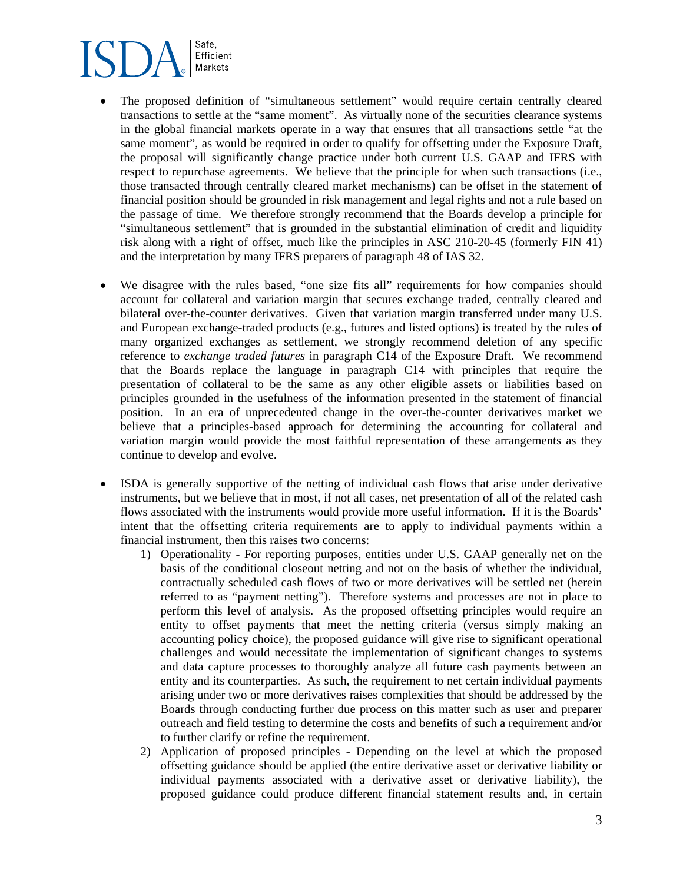- The proposed definition of "simultaneous settlement" would require certain centrally cleared transactions to settle at the "same moment". As virtually none of the securities clearance systems in the global financial markets operate in a way that ensures that all transactions settle "at the same moment", as would be required in order to qualify for offsetting under the Exposure Draft, the proposal will significantly change practice under both current U.S. GAAP and IFRS with respect to repurchase agreements. We believe that the principle for when such transactions (i.e., those transacted through centrally cleared market mechanisms) can be offset in the statement of financial position should be grounded in risk management and legal rights and not a rule based on the passage of time. We therefore strongly recommend that the Boards develop a principle for "simultaneous settlement" that is grounded in the substantial elimination of credit and liquidity risk along with a right of offset, much like the principles in ASC 210-20-45 (formerly FIN 41) and the interpretation by many IFRS preparers of paragraph 48 of IAS 32.

- We disagree with the rules based, "one size fits all" requirements for how companies should account for collateral and variation margin that secures exchange traded, centrally cleared and bilateral over-the-counter derivatives. Given that variation margin transferred under many U.S. and European exchange-traded products (e.g., futures and listed options) is treated by the rules of many organized exchanges as settlement, we strongly recommend deletion of any specific reference to *exchange traded futures* in paragraph C14 of the Exposure Draft. We recommend that the Boards replace the language in paragraph C14 with principles that require the presentation of collateral to be the same as any other eligible assets or liabilities based on principles grounded in the usefulness of the information presented in the statement of financial position. In an era of unprecedented change in the over-the-counter derivatives market we believe that a principles-based approach for determining the accounting for collateral and variation margin would provide the most faithful representation of these arrangements as they continue to develop and evolve.

- ISDA is generally supportive of the netting of individual cash flows that arise under derivative instruments, but we believe that in most, if not all cases, net presentation of all of the related cash flows associated with the instruments would provide more useful information. If it is the Boards' intent that the offsetting criteria requirements are to apply to individual payments within a financial instrument, then this raises two concerns:
    1) Operationality - For reporting purposes, entities under U.S. GAAP generally net on the basis of the conditional closeout netting and not on the basis of whether the individual, contractually scheduled cash flows of two or more derivatives will be settled net (herein referred to as "payment netting"). Therefore systems and processes are not in place to perform this level of analysis. As the proposed offsetting principles would require an entity to offset payments that meet the netting criteria (versus simply making an accounting policy choice), the proposed guidance will give rise to significant operational challenges and would necessitate the implementation of significant changes to systems and data capture processes to thoroughly analyze all future cash payments between an entity and its counterparties. As such, the requirement to net certain individual payments arising under two or more derivatives raises complexities that should be addressed by the Boards through conducting further due process on this matter such as user and preparer outreach and field testing to determine the costs and benefits of such a requirement and/or to further clarify or refine the requirement.
    2) Application of proposed principles - Depending on the level at which the proposed offsetting guidance should be applied (the entire derivative asset or derivative liability or individual payments associated with a derivative asset or derivative liability), the proposed guidance could produce different financial statement results and, in certain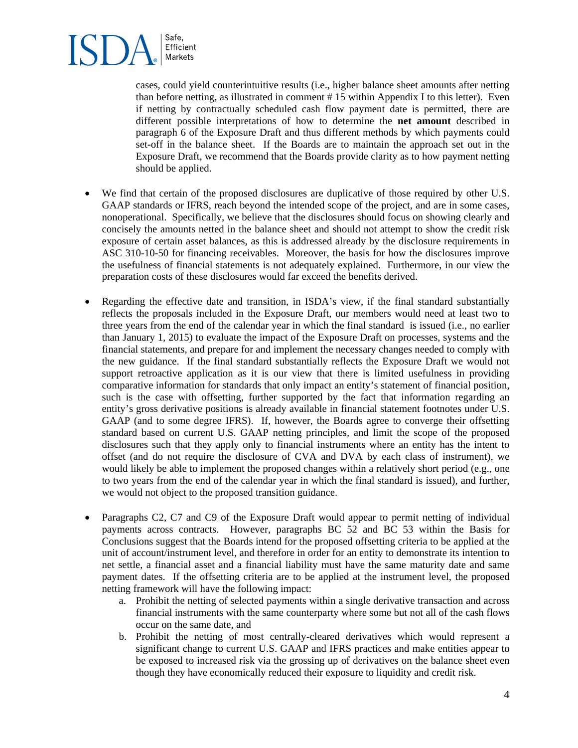cases, could yield counterintuitive results (i.e., higher balance sheet amounts after netting than before netting, as illustrated in comment # 15 within Appendix I to this letter). Even if netting by contractually scheduled cash flow payment date is permitted, there are different possible interpretations of how to determine the **net amount** described in paragraph 6 of the Exposure Draft and thus different methods by which payments could set-off in the balance sheet. If the Boards are to maintain the approach set out in the Exposure Draft, we recommend that the Boards provide clarity as to how payment netting should be applied.

- We find that certain of the proposed disclosures are duplicative of those required by other U.S. GAAP standards or IFRS, reach beyond the intended scope of the project, and are in some cases, nonoperational. Specifically, we believe that the disclosures should focus on showing clearly and concisely the amounts netted in the balance sheet and should not attempt to show the credit risk exposure of certain asset balances, as this is addressed already by the disclosure requirements in ASC 310-10-50 for financing receivables. Moreover, the basis for how the disclosures improve the usefulness of financial statements is not adequately explained. Furthermore, in our view the preparation costs of these disclosures would far exceed the benefits derived.

- Regarding the effective date and transition, in ISDA's view, if the final standard substantially reflects the proposals included in the Exposure Draft, our members would need at least two to three years from the end of the calendar year in which the final standard is issued (i.e., no earlier than January 1, 2015) to evaluate the impact of the Exposure Draft on processes, systems and the financial statements, and prepare for and implement the necessary changes needed to comply with the new guidance. If the final standard substantially reflects the Exposure Draft we would not support retroactive application as it is our view that there is limited usefulness in providing comparative information for standards that only impact an entity's statement of financial position, such is the case with offsetting, further supported by the fact that information regarding an entity's gross derivative positions is already available in financial statement footnotes under U.S. GAAP (and to some degree IFRS). If, however, the Boards agree to converge their offsetting standard based on current U.S. GAAP netting principles, and limit the scope of the proposed disclosures such that they apply only to financial instruments where an entity has the intent to offset (and do not require the disclosure of CVA and DVA by each class of instrument), we would likely be able to implement the proposed changes within a relatively short period (e.g., one to two years from the end of the calendar year in which the final standard is issued), and further, we would not object to the proposed transition guidance.

- Paragraphs C2, C7 and C9 of the Exposure Draft would appear to permit netting of individual payments across contracts. However, paragraphs BC 52 and BC 53 within the Basis for Conclusions suggest that the Boards intend for the proposed offsetting criteria to be applied at the unit of account/instrument level, and therefore in order for an entity to demonstrate its intention to net settle, a financial asset and a financial liability must have the same maturity date and same payment dates. If the offsetting criteria are to be applied at the instrument level, the proposed netting framework will have the following impact:
    a. Prohibit the netting of selected payments within a single derivative transaction and across financial instruments with the same counterparty where some but not all of the cash flows occur on the same date, and
    b. Prohibit the netting of most centrally-cleared derivatives which would represent a significant change to current U.S. GAAP and IFRS practices and make entities appear to be exposed to increased risk via the grossing up of derivatives on the balance sheet even though they have economically reduced their exposure to liquidity and credit risk.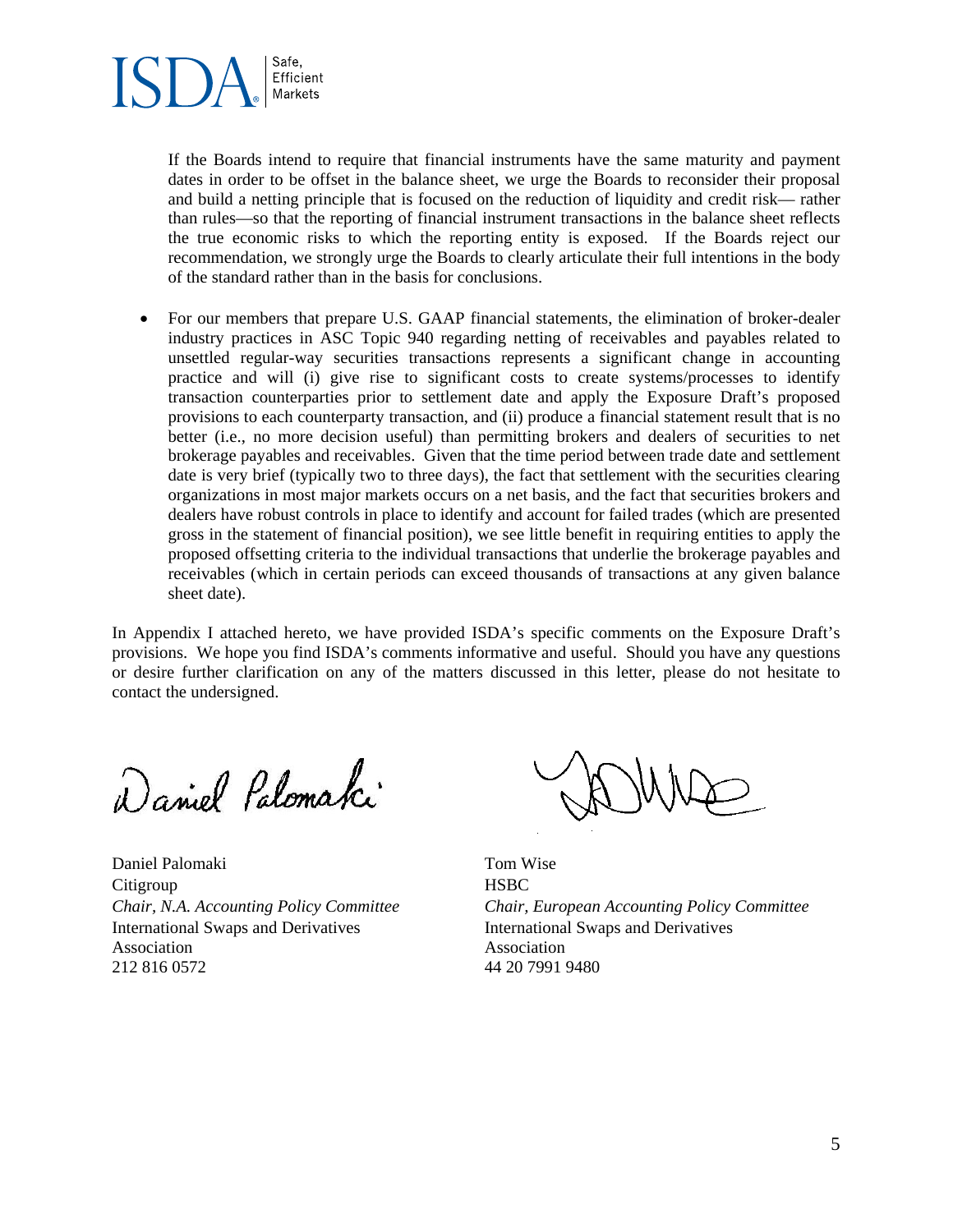If the Boards intend to require that financial instruments have the same maturity and payment dates in order to be offset in the balance sheet, we urge the Boards to reconsider their proposal and build a netting principle that is focused on the reduction of liquidity and credit risk— rather than rules—so that the reporting of financial instrument transactions in the balance sheet reflects the true economic risks to which the reporting entity is exposed. If the Boards reject our recommendation, we strongly urge the Boards to clearly articulate their full intentions in the body of the standard rather than in the basis for conclusions.

- For our members that prepare U.S. GAAP financial statements, the elimination of broker-dealer industry practices in ASC Topic 940 regarding netting of receivables and payables related to unsettled regular-way securities transactions represents a significant change in accounting practice and will (i) give rise to significant costs to create systems/processes to identify transaction counterparties prior to settlement date and apply the Exposure Draft's proposed provisions to each counterparty transaction, and (ii) produce a financial statement result that is no better (i.e., no more decision useful) than permitting brokers and dealers of securities to net brokerage payables and receivables. Given that the time period between trade date and settlement date is very brief (typically two to three days), the fact that settlement with the securities clearing organizations in most major markets occurs on a net basis, and the fact that securities brokers and dealers have robust controls in place to identify and account for failed trades (which are presented gross in the statement of financial position), we see little benefit in requiring entities to apply the proposed offsetting criteria to the individual transactions that underlie the brokerage payables and receivables (which in certain periods can exceed thousands of transactions at any given balance sheet date).

In Appendix I attached hereto, we have provided ISDA's specific comments on the Exposure Draft's provisions. We hope you find ISDA's comments informative and useful. Should you have any questions or desire further clarification on any of the matters discussed in this letter, please do not hesitate to contact the undersigned.

Daniel Palomaki
Citigroup
*Chair, N.A. Accounting Policy Committee*
International Swaps and Derivatives Association
212 816 0572

Tom Wise
HSBC
*Chair, European Accounting Policy Committee*
International Swaps and Derivatives Association
44 20 7991 9480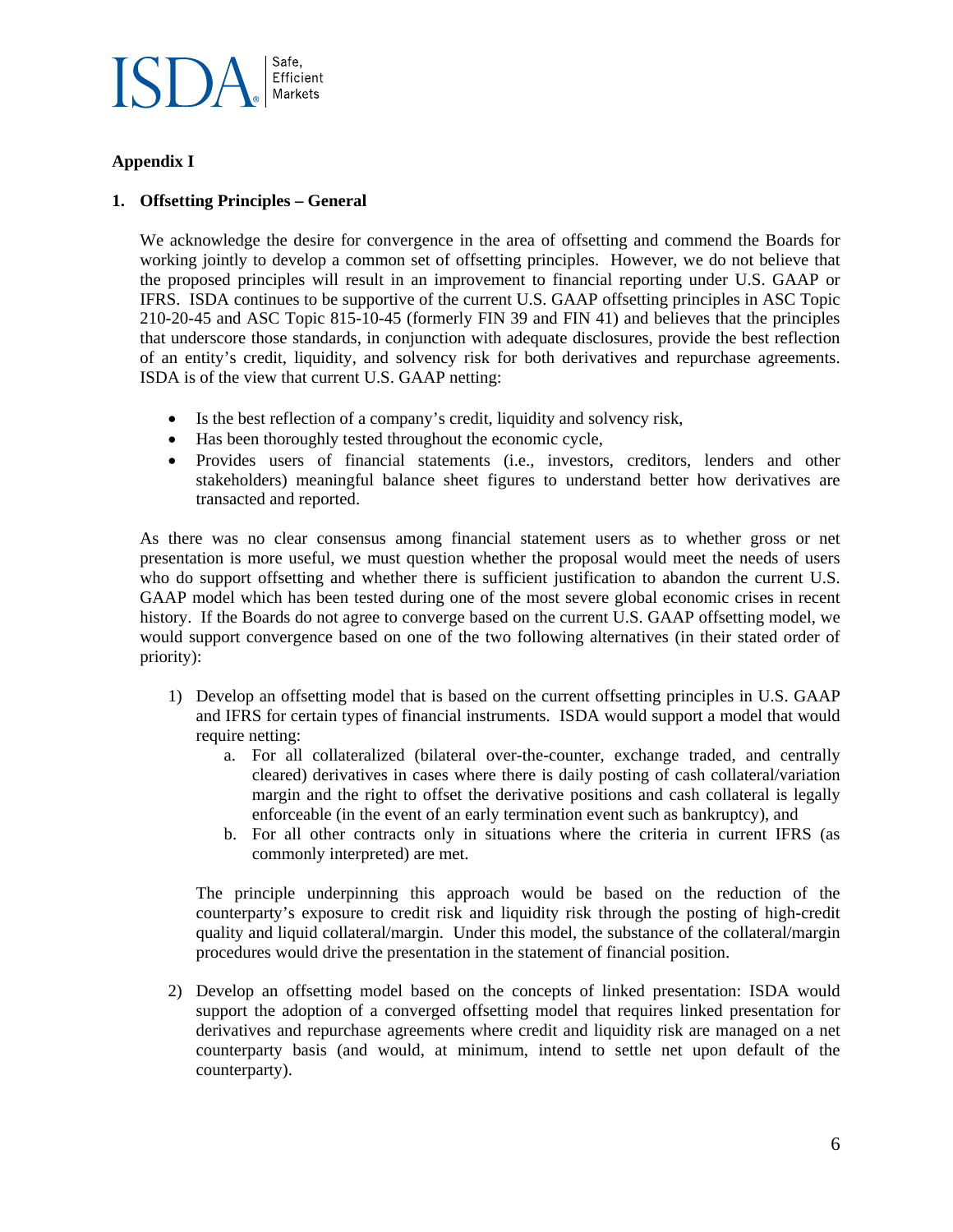## Appendix I

### 1. Offsetting Principles – General

We acknowledge the desire for convergence in the area of offsetting and commend the Boards for working jointly to develop a common set of offsetting principles. However, we do not believe that the proposed principles will result in an improvement to financial reporting under U.S. GAAP or IFRS. ISDA continues to be supportive of the current U.S. GAAP offsetting principles in ASC Topic 210-20-45 and ASC Topic 815-10-45 (formerly FIN 39 and FIN 41) and believes that the principles that underscore those standards, in conjunction with adequate disclosures, provide the best reflection of an entity's credit, liquidity, and solvency risk for both derivatives and repurchase agreements. ISDA is of the view that current U.S. GAAP netting:

- Is the best reflection of a company's credit, liquidity and solvency risk,
- Has been thoroughly tested throughout the economic cycle,
- Provides users of financial statements (i.e., investors, creditors, lenders and other stakeholders) meaningful balance sheet figures to understand better how derivatives are transacted and reported.

As there was no clear consensus among financial statement users as to whether gross or net presentation is more useful, we must question whether the proposal would meet the needs of users who do support offsetting and whether there is sufficient justification to abandon the current U.S. GAAP model which has been tested during one of the most severe global economic crises in recent history. If the Boards do not agree to converge based on the current U.S. GAAP offsetting model, we would support convergence based on one of the two following alternatives (in their stated order of priority):

1) Develop an offsetting model that is based on the current offsetting principles in U.S. GAAP and IFRS for certain types of financial instruments. ISDA would support a model that would require netting:
    a. For all collateralized (bilateral over-the-counter, exchange traded, and centrally cleared) derivatives in cases where there is daily posting of cash collateral/variation margin and the right to offset the derivative positions and cash collateral is legally enforceable (in the event of an early termination event such as bankruptcy), and
    b. For all other contracts only in situations where the criteria in current IFRS (as commonly interpreted) are met.

    The principle underpinning this approach would be based on the reduction of the counterparty's exposure to credit risk and liquidity risk through the posting of high-credit quality and liquid collateral/margin. Under this model, the substance of the collateral/margin procedures would drive the presentation in the statement of financial position.

2) Develop an offsetting model based on the concepts of linked presentation: ISDA would support the adoption of a converged offsetting model that requires linked presentation for derivatives and repurchase agreements where credit and liquidity risk are managed on a net counterparty basis (and would, at minimum, intend to settle net upon default of the counterparty).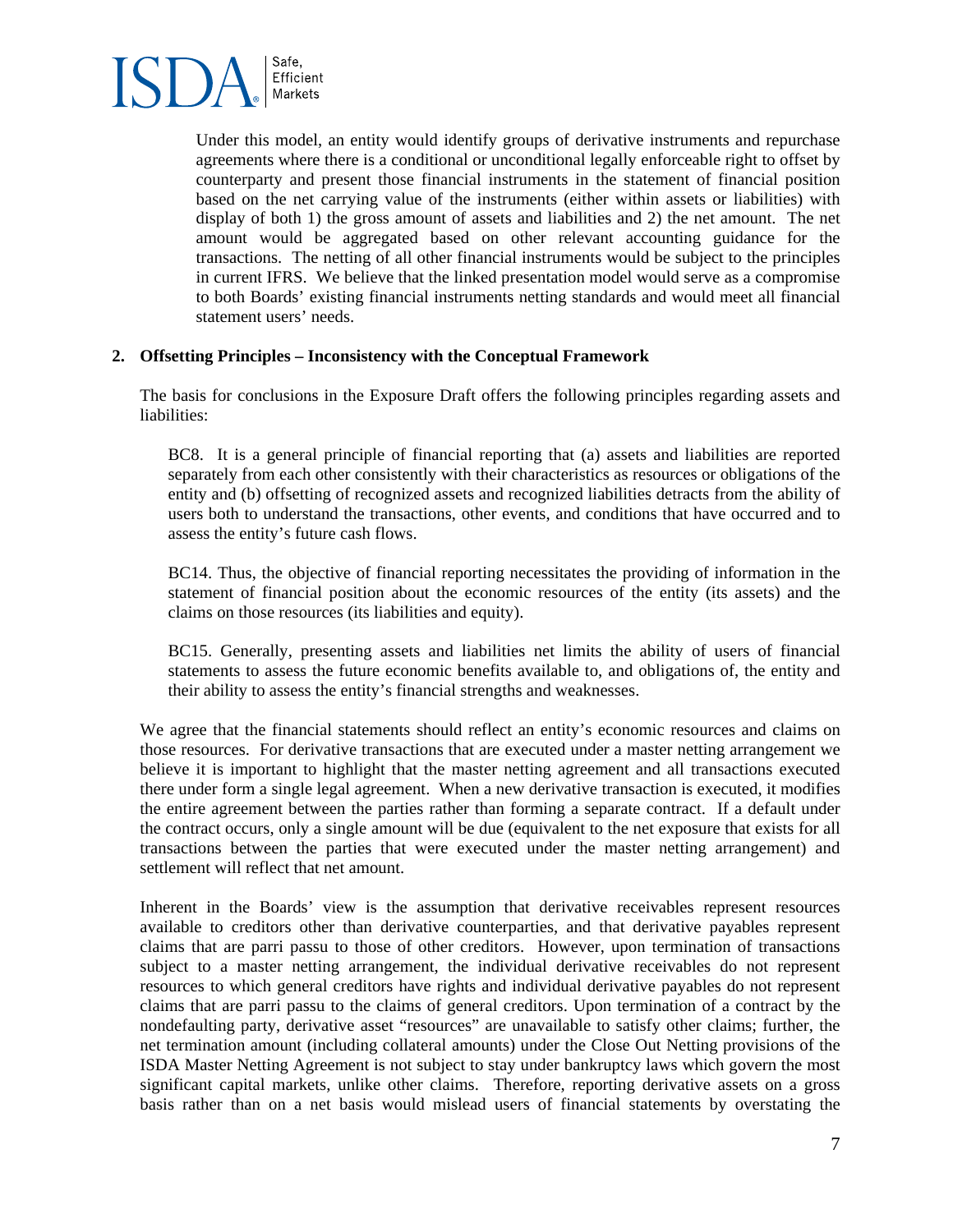Under this model, an entity would identify groups of derivative instruments and repurchase agreements where there is a conditional or unconditional legally enforceable right to offset by counterparty and present those financial instruments in the statement of financial position based on the net carrying value of the instruments (either within assets or liabilities) with display of both 1) the gross amount of assets and liabilities and 2) the net amount. The net amount would be aggregated based on other relevant accounting guidance for the transactions. The netting of all other financial instruments would be subject to the principles in current IFRS. We believe that the linked presentation model would serve as a compromise to both Boards' existing financial instruments netting standards and would meet all financial statement users' needs.

**2. Offsetting Principles – Inconsistency with the Conceptual Framework**

The basis for conclusions in the Exposure Draft offers the following principles regarding assets and liabilities:

> BC8. It is a general principle of financial reporting that (a) assets and liabilities are reported separately from each other consistently with their characteristics as resources or obligations of the entity and (b) offsetting of recognized assets and recognized liabilities detracts from the ability of users both to understand the transactions, other events, and conditions that have occurred and to assess the entity's future cash flows.
>
> BC14. Thus, the objective of financial reporting necessitates the providing of information in the statement of financial position about the economic resources of the entity (its assets) and the claims on those resources (its liabilities and equity).
>
> BC15. Generally, presenting assets and liabilities net limits the ability of users of financial statements to assess the future economic benefits available to, and obligations of, the entity and their ability to assess the entity's financial strengths and weaknesses.

We agree that the financial statements should reflect an entity's economic resources and claims on those resources. For derivative transactions that are executed under a master netting arrangement we believe it is important to highlight that the master netting agreement and all transactions executed there under form a single legal agreement. When a new derivative transaction is executed, it modifies the entire agreement between the parties rather than forming a separate contract. If a default under the contract occurs, only a single amount will be due (equivalent to the net exposure that exists for all transactions between the parties that were executed under the master netting arrangement) and settlement will reflect that net amount.

Inherent in the Boards' view is the assumption that derivative receivables represent resources available to creditors other than derivative counterparties, and that derivative payables represent claims that are parri passu to those of other creditors. However, upon termination of transactions subject to a master netting arrangement, the individual derivative receivables do not represent resources to which general creditors have rights and individual derivative payables do not represent claims that are parri passu to the claims of general creditors. Upon termination of a contract by the nondefaulting party, derivative asset "resources" are unavailable to satisfy other claims; further, the net termination amount (including collateral amounts) under the Close Out Netting provisions of the ISDA Master Netting Agreement is not subject to stay under bankruptcy laws which govern the most significant capital markets, unlike other claims. Therefore, reporting derivative assets on a gross basis rather than on a net basis would mislead users of financial statements by overstating the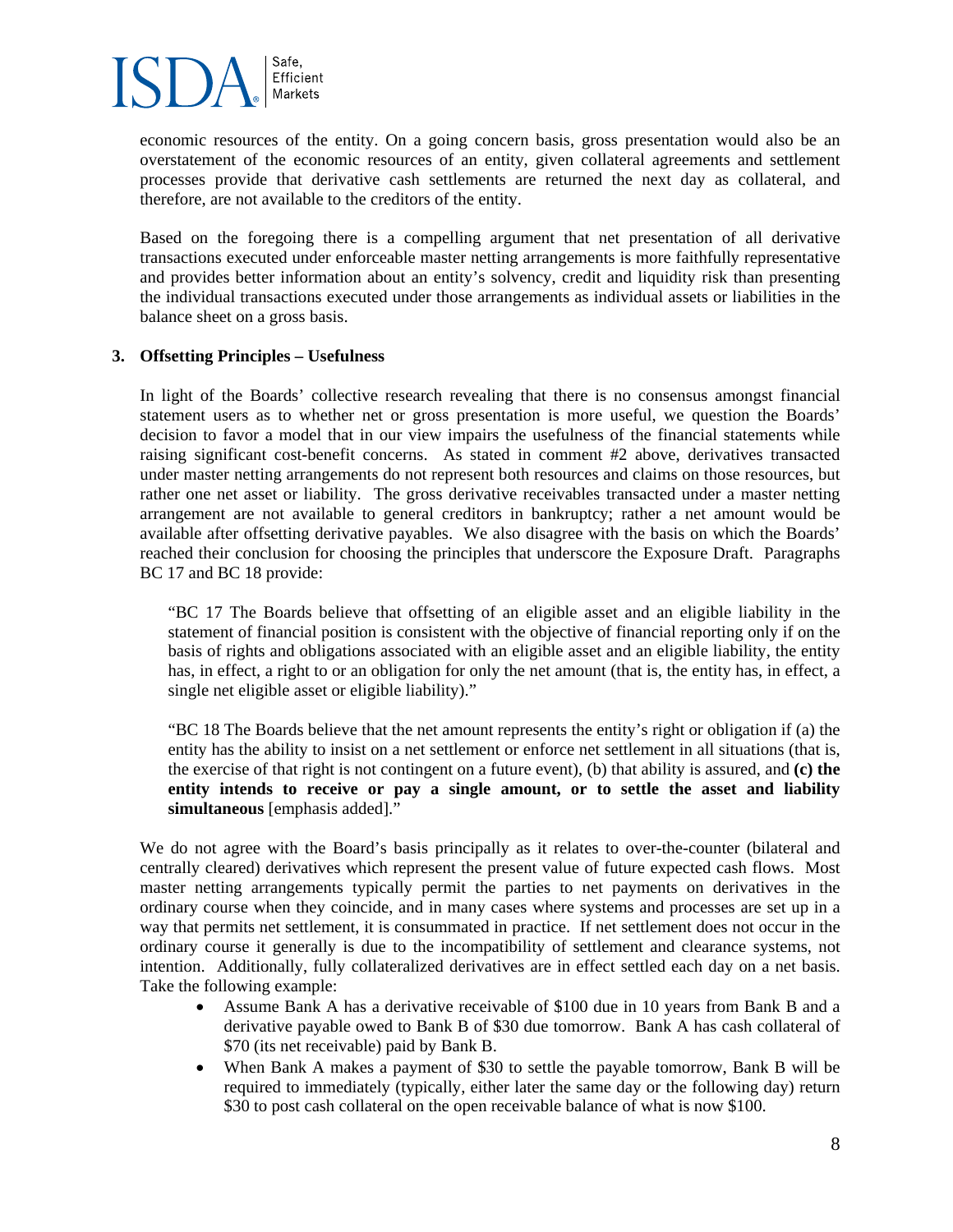economic resources of the entity. On a going concern basis, gross presentation would also be an overstatement of the economic resources of an entity, given collateral agreements and settlement processes provide that derivative cash settlements are returned the next day as collateral, and therefore, are not available to the creditors of the entity.

Based on the foregoing there is a compelling argument that net presentation of all derivative transactions executed under enforceable master netting arrangements is more faithfully representative and provides better information about an entity's solvency, credit and liquidity risk than presenting the individual transactions executed under those arrangements as individual assets or liabilities in the balance sheet on a gross basis.

**3. Offsetting Principles – Usefulness**

In light of the Boards' collective research revealing that there is no consensus amongst financial statement users as to whether net or gross presentation is more useful, we question the Boards' decision to favor a model that in our view impairs the usefulness of the financial statements while raising significant cost-benefit concerns. As stated in comment #2 above, derivatives transacted under master netting arrangements do not represent both resources and claims on those resources, but rather one net asset or liability. The gross derivative receivables transacted under a master netting arrangement are not available to general creditors in bankruptcy; rather a net amount would be available after offsetting derivative payables. We also disagree with the basis on which the Boards' reached their conclusion for choosing the principles that underscore the Exposure Draft. Paragraphs BC 17 and BC 18 provide:

> "BC 17 The Boards believe that offsetting of an eligible asset and an eligible liability in the statement of financial position is consistent with the objective of financial reporting only if on the basis of rights and obligations associated with an eligible asset and an eligible liability, the entity has, in effect, a right to or an obligation for only the net amount (that is, the entity has, in effect, a single net eligible asset or eligible liability)."

> "BC 18 The Boards believe that the net amount represents the entity's right or obligation if (a) the entity has the ability to insist on a net settlement or enforce net settlement in all situations (that is, the exercise of that right is not contingent on a future event), (b) that ability is assured, and **(c) the entity intends to receive or pay a single amount, or to settle the asset and liability simultaneous** [emphasis added]."

We do not agree with the Board's basis principally as it relates to over-the-counter (bilateral and centrally cleared) derivatives which represent the present value of future expected cash flows. Most master netting arrangements typically permit the parties to net payments on derivatives in the ordinary course when they coincide, and in many cases where systems and processes are set up in a way that permits net settlement, it is consummated in practice. If net settlement does not occur in the ordinary course it generally is due to the incompatibility of settlement and clearance systems, not intention. Additionally, fully collateralized derivatives are in effect settled each day on a net basis. Take the following example:

- Assume Bank A has a derivative receivable of $100 due in 10 years from Bank B and a derivative payable owed to Bank B of $30 due tomorrow. Bank A has cash collateral of $70 (its net receivable) paid by Bank B.
- When Bank A makes a payment of $30 to settle the payable tomorrow, Bank B will be required to immediately (typically, either later the same day or the following day) return $30 to post cash collateral on the open receivable balance of what is now $100.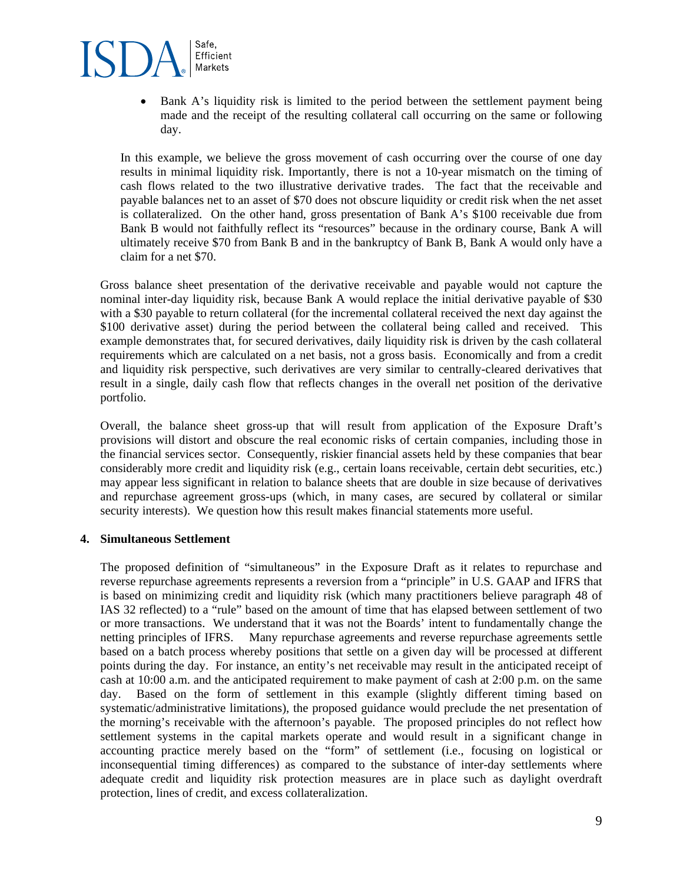- Bank A's liquidity risk is limited to the period between the settlement payment being made and the receipt of the resulting collateral call occurring on the same or following day.

In this example, we believe the gross movement of cash occurring over the course of one day results in minimal liquidity risk. Importantly, there is not a 10-year mismatch on the timing of cash flows related to the two illustrative derivative trades. The fact that the receivable and payable balances net to an asset of $70 does not obscure liquidity or credit risk when the net asset is collateralized. On the other hand, gross presentation of Bank A's $100 receivable due from Bank B would not faithfully reflect its "resources" because in the ordinary course, Bank A will ultimately receive $70 from Bank B and in the bankruptcy of Bank B, Bank A would only have a claim for a net $70.

Gross balance sheet presentation of the derivative receivable and payable would not capture the nominal inter-day liquidity risk, because Bank A would replace the initial derivative payable of $30 with a $30 payable to return collateral (for the incremental collateral received the next day against the $100 derivative asset) during the period between the collateral being called and received. This example demonstrates that, for secured derivatives, daily liquidity risk is driven by the cash collateral requirements which are calculated on a net basis, not a gross basis. Economically and from a credit and liquidity risk perspective, such derivatives are very similar to centrally-cleared derivatives that result in a single, daily cash flow that reflects changes in the overall net position of the derivative portfolio.

Overall, the balance sheet gross-up that will result from application of the Exposure Draft's provisions will distort and obscure the real economic risks of certain companies, including those in the financial services sector. Consequently, riskier financial assets held by these companies that bear considerably more credit and liquidity risk (e.g., certain loans receivable, certain debt securities, etc.) may appear less significant in relation to balance sheets that are double in size because of derivatives and repurchase agreement gross-ups (which, in many cases, are secured by collateral or similar security interests). We question how this result makes financial statements more useful.

**4. Simultaneous Settlement**

The proposed definition of "simultaneous" in the Exposure Draft as it relates to repurchase and reverse repurchase agreements represents a reversion from a "principle" in U.S. GAAP and IFRS that is based on minimizing credit and liquidity risk (which many practitioners believe paragraph 48 of IAS 32 reflected) to a "rule" based on the amount of time that has elapsed between settlement of two or more transactions. We understand that it was not the Boards' intent to fundamentally change the netting principles of IFRS. Many repurchase agreements and reverse repurchase agreements settle based on a batch process whereby positions that settle on a given day will be processed at different points during the day. For instance, an entity's net receivable may result in the anticipated receipt of cash at 10:00 a.m. and the anticipated requirement to make payment of cash at 2:00 p.m. on the same day. Based on the form of settlement in this example (slightly different timing based on systematic/administrative limitations), the proposed guidance would preclude the net presentation of the morning's receivable with the afternoon's payable. The proposed principles do not reflect how settlement systems in the capital markets operate and would result in a significant change in accounting practice merely based on the "form" of settlement (i.e., focusing on logistical or inconsequential timing differences) as compared to the substance of inter-day settlements where adequate credit and liquidity risk protection measures are in place such as daylight overdraft protection, lines of credit, and excess collateralization.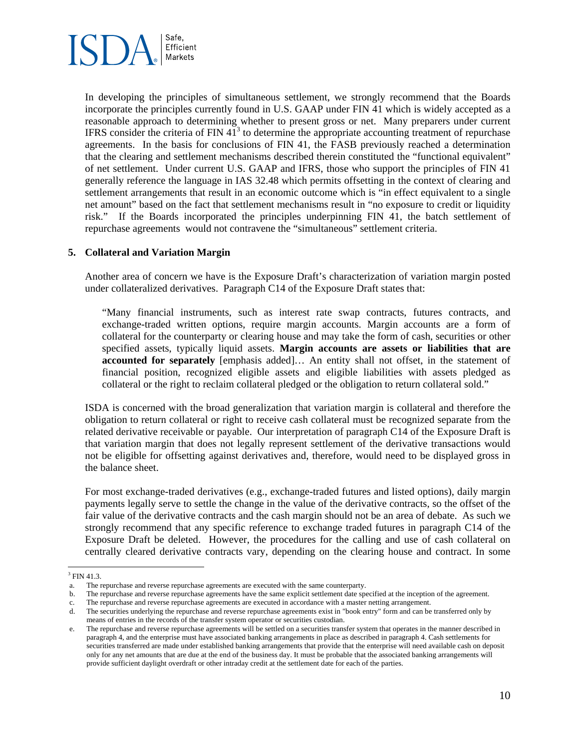In developing the principles of simultaneous settlement, we strongly recommend that the Boards incorporate the principles currently found in U.S. GAAP under FIN 41 which is widely accepted as a reasonable approach to determining whether to present gross or net. Many preparers under current IFRS consider the criteria of FIN 41[3] to determine the appropriate accounting treatment of repurchase agreements. In the basis for conclusions of FIN 41, the FASB previously reached a determination that the clearing and settlement mechanisms described therein constituted the "functional equivalent" of net settlement. Under current U.S. GAAP and IFRS, those who support the principles of FIN 41 generally reference the language in IAS 32.48 which permits offsetting in the context of clearing and settlement arrangements that result in an economic outcome which is "in effect equivalent to a single net amount" based on the fact that settlement mechanisms result in "no exposure to credit or liquidity risk." If the Boards incorporated the principles underpinning FIN 41, the batch settlement of repurchase agreements would not contravene the "simultaneous" settlement criteria.

**5. Collateral and Variation Margin**

Another area of concern we have is the Exposure Draft's characterization of variation margin posted under collateralized derivatives. Paragraph C14 of the Exposure Draft states that:

> "Many financial instruments, such as interest rate swap contracts, futures contracts, and exchange-traded written options, require margin accounts. Margin accounts are a form of collateral for the counterparty or clearing house and may take the form of cash, securities or other specified assets, typically liquid assets. **Margin accounts are assets or liabilities that are accounted for separately** [emphasis added]… An entity shall not offset, in the statement of financial position, recognized eligible assets and eligible liabilities with assets pledged as collateral or the right to reclaim collateral pledged or the obligation to return collateral sold."

ISDA is concerned with the broad generalization that variation margin is collateral and therefore the obligation to return collateral or right to receive cash collateral must be recognized separate from the related derivative receivable or payable. Our interpretation of paragraph C14 of the Exposure Draft is that variation margin that does not legally represent settlement of the derivative transactions would not be eligible for offsetting against derivatives and, therefore, would need to be displayed gross in the balance sheet.

For most exchange-traded derivatives (e.g., exchange-traded futures and listed options), daily margin payments legally serve to settle the change in the value of the derivative contracts, so the offset of the fair value of the derivative contracts and the cash margin should not be an area of debate. As such we strongly recommend that any specific reference to exchange traded futures in paragraph C14 of the Exposure Draft be deleted. However, the procedures for the calling and use of cash collateral on centrally cleared derivative contracts vary, depending on the clearing house and contract. In some

---

[3] FIN 41.3.

a. The repurchase and reverse repurchase agreements are executed with the same counterparty.
b. The repurchase and reverse repurchase agreements have the same explicit settlement date specified at the inception of the agreement.
c. The repurchase and reverse repurchase agreements are executed in accordance with a master netting arrangement.
d. The securities underlying the repurchase and reverse repurchase agreements exist in "book entry" form and can be transferred only by means of entries in the records of the transfer system operator or securities custodian.
e. The repurchase and reverse repurchase agreements will be settled on a securities transfer system that operates in the manner described in paragraph 4, and the enterprise must have associated banking arrangements in place as described in paragraph 4. Cash settlements for securities transferred are made under established banking arrangements that provide that the enterprise will need available cash on deposit only for any net amounts that are due at the end of the business day. It must be probable that the associated banking arrangements will provide sufficient daylight overdraft or other intraday credit at the settlement date for each of the parties.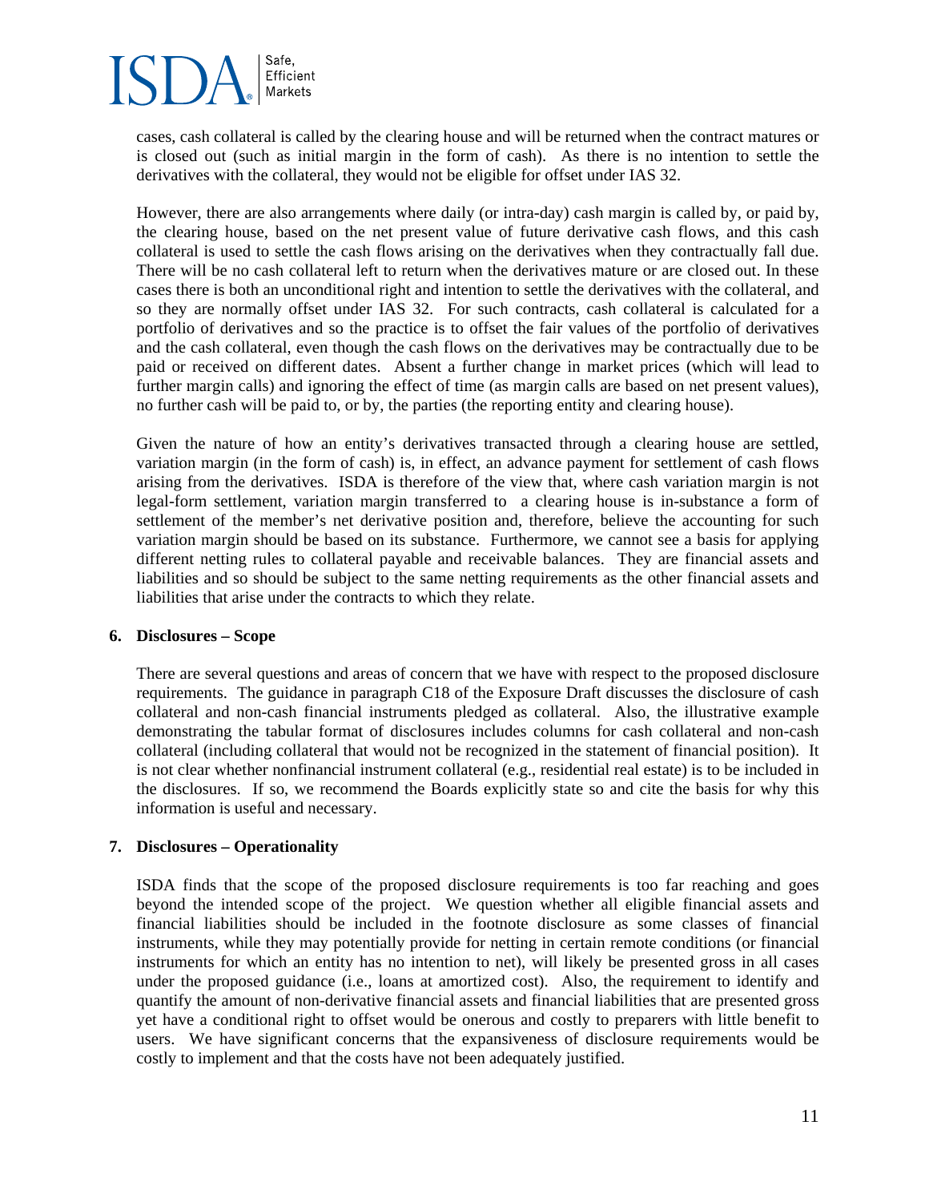cases, cash collateral is called by the clearing house and will be returned when the contract matures or is closed out (such as initial margin in the form of cash). As there is no intention to settle the derivatives with the collateral, they would not be eligible for offset under IAS 32.

However, there are also arrangements where daily (or intra-day) cash margin is called by, or paid by, the clearing house, based on the net present value of future derivative cash flows, and this cash collateral is used to settle the cash flows arising on the derivatives when they contractually fall due. There will be no cash collateral left to return when the derivatives mature or are closed out. In these cases there is both an unconditional right and intention to settle the derivatives with the collateral, and so they are normally offset under IAS 32. For such contracts, cash collateral is calculated for a portfolio of derivatives and so the practice is to offset the fair values of the portfolio of derivatives and the cash collateral, even though the cash flows on the derivatives may be contractually due to be paid or received on different dates. Absent a further change in market prices (which will lead to further margin calls) and ignoring the effect of time (as margin calls are based on net present values), no further cash will be paid to, or by, the parties (the reporting entity and clearing house).

Given the nature of how an entity's derivatives transacted through a clearing house are settled, variation margin (in the form of cash) is, in effect, an advance payment for settlement of cash flows arising from the derivatives. ISDA is therefore of the view that, where cash variation margin is not legal-form settlement, variation margin transferred to a clearing house is in-substance a form of settlement of the member's net derivative position and, therefore, believe the accounting for such variation margin should be based on its substance. Furthermore, we cannot see a basis for applying different netting rules to collateral payable and receivable balances. They are financial assets and liabilities and so should be subject to the same netting requirements as the other financial assets and liabilities that arise under the contracts to which they relate.

### 6. Disclosures – Scope

There are several questions and areas of concern that we have with respect to the proposed disclosure requirements. The guidance in paragraph C18 of the Exposure Draft discusses the disclosure of cash collateral and non-cash financial instruments pledged as collateral. Also, the illustrative example demonstrating the tabular format of disclosures includes columns for cash collateral and non-cash collateral (including collateral that would not be recognized in the statement of financial position). It is not clear whether nonfinancial instrument collateral (e.g., residential real estate) is to be included in the disclosures. If so, we recommend the Boards explicitly state so and cite the basis for why this information is useful and necessary.

### 7. Disclosures – Operationality

ISDA finds that the scope of the proposed disclosure requirements is too far reaching and goes beyond the intended scope of the project. We question whether all eligible financial assets and financial liabilities should be included in the footnote disclosure as some classes of financial instruments, while they may potentially provide for netting in certain remote conditions (or financial instruments for which an entity has no intention to net), will likely be presented gross in all cases under the proposed guidance (i.e., loans at amortized cost). Also, the requirement to identify and quantify the amount of non-derivative financial assets and financial liabilities that are presented gross yet have a conditional right to offset would be onerous and costly to preparers with little benefit to users. We have significant concerns that the expansiveness of disclosure requirements would be costly to implement and that the costs have not been adequately justified.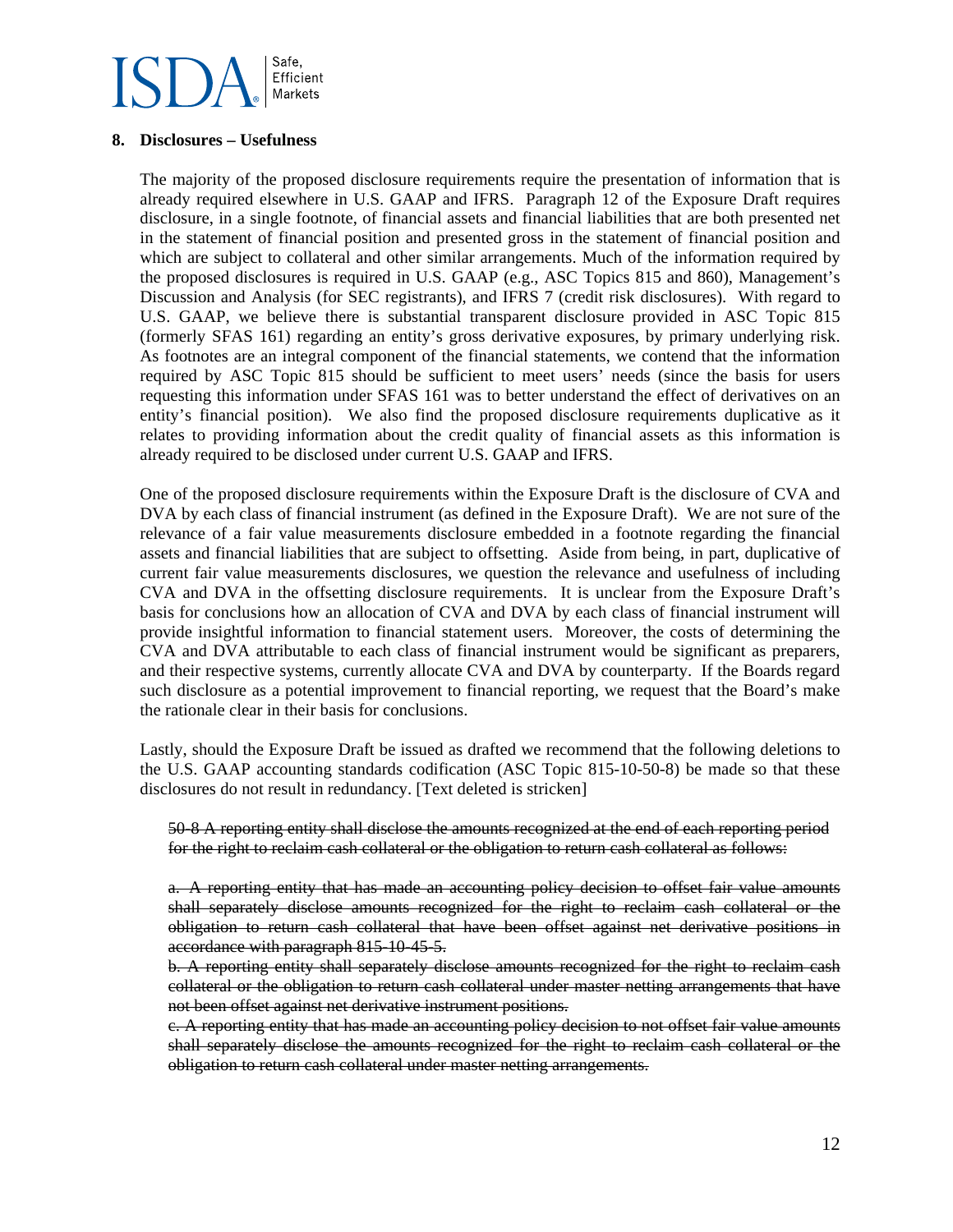**8. Disclosures – Usefulness**

The majority of the proposed disclosure requirements require the presentation of information that is already required elsewhere in U.S. GAAP and IFRS. Paragraph 12 of the Exposure Draft requires disclosure, in a single footnote, of financial assets and financial liabilities that are both presented net in the statement of financial position and presented gross in the statement of financial position and which are subject to collateral and other similar arrangements. Much of the information required by the proposed disclosures is required in U.S. GAAP (e.g., ASC Topics 815 and 860), Management's Discussion and Analysis (for SEC registrants), and IFRS 7 (credit risk disclosures). With regard to U.S. GAAP, we believe there is substantial transparent disclosure provided in ASC Topic 815 (formerly SFAS 161) regarding an entity's gross derivative exposures, by primary underlying risk. As footnotes are an integral component of the financial statements, we contend that the information required by ASC Topic 815 should be sufficient to meet users' needs (since the basis for users requesting this information under SFAS 161 was to better understand the effect of derivatives on an entity's financial position). We also find the proposed disclosure requirements duplicative as it relates to providing information about the credit quality of financial assets as this information is already required to be disclosed under current U.S. GAAP and IFRS.

One of the proposed disclosure requirements within the Exposure Draft is the disclosure of CVA and DVA by each class of financial instrument (as defined in the Exposure Draft). We are not sure of the relevance of a fair value measurements disclosure embedded in a footnote regarding the financial assets and financial liabilities that are subject to offsetting. Aside from being, in part, duplicative of current fair value measurements disclosures, we question the relevance and usefulness of including CVA and DVA in the offsetting disclosure requirements. It is unclear from the Exposure Draft's basis for conclusions how an allocation of CVA and DVA by each class of financial instrument will provide insightful information to financial statement users. Moreover, the costs of determining the CVA and DVA attributable to each class of financial instrument would be significant as preparers, and their respective systems, currently allocate CVA and DVA by counterparty. If the Boards regard such disclosure as a potential improvement to financial reporting, we request that the Board's make the rationale clear in their basis for conclusions.

Lastly, should the Exposure Draft be issued as drafted we recommend that the following deletions to the U.S. GAAP accounting standards codification (ASC Topic 815-10-50-8) be made so that these disclosures do not result in redundancy. [Text deleted is stricken]

> ~~50-8 A reporting entity shall disclose the amounts recognized at the end of each reporting period for the right to reclaim cash collateral or the obligation to return cash collateral as follows:~~
>
> ~~a. A reporting entity that has made an accounting policy decision to offset fair value amounts shall separately disclose amounts recognized for the right to reclaim cash collateral or the obligation to return cash collateral that have been offset against net derivative positions in accordance with paragraph 815-10-45-5.~~
> ~~b. A reporting entity shall separately disclose amounts recognized for the right to reclaim cash collateral or the obligation to return cash collateral under master netting arrangements that have not been offset against net derivative instrument positions.~~
> ~~c. A reporting entity that has made an accounting policy decision to not offset fair value amounts shall separately disclose the amounts recognized for the right to reclaim cash collateral or the obligation to return cash collateral under master netting arrangements.~~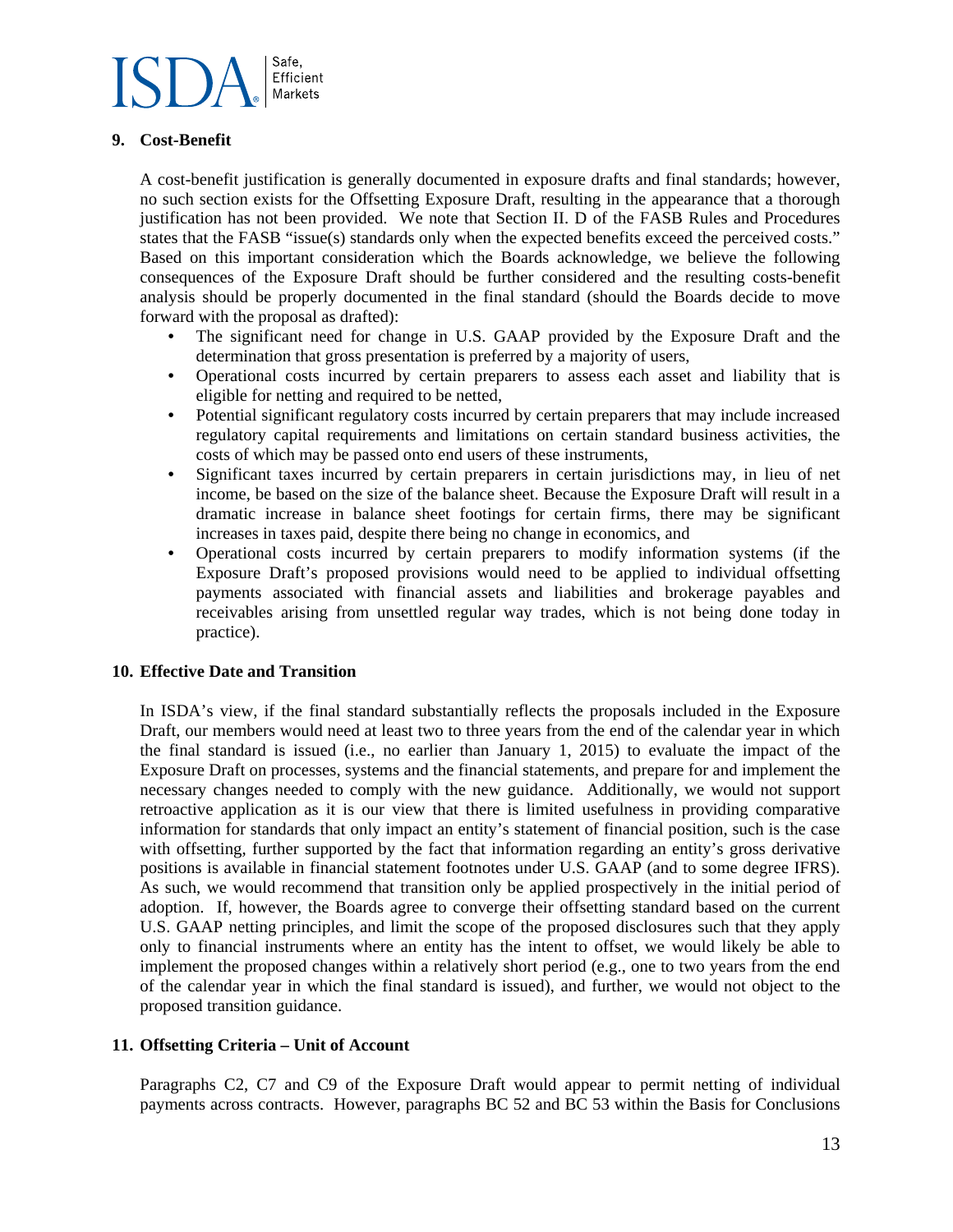## 9. Cost-Benefit

A cost-benefit justification is generally documented in exposure drafts and final standards; however, no such section exists for the Offsetting Exposure Draft, resulting in the appearance that a thorough justification has not been provided. We note that Section II. D of the FASB Rules and Procedures states that the FASB "issue(s) standards only when the expected benefits exceed the perceived costs." Based on this important consideration which the Boards acknowledge, we believe the following consequences of the Exposure Draft should be further considered and the resulting costs-benefit analysis should be properly documented in the final standard (should the Boards decide to move forward with the proposal as drafted):

- The significant need for change in U.S. GAAP provided by the Exposure Draft and the determination that gross presentation is preferred by a majority of users,
- Operational costs incurred by certain preparers to assess each asset and liability that is eligible for netting and required to be netted,
- Potential significant regulatory costs incurred by certain preparers that may include increased regulatory capital requirements and limitations on certain standard business activities, the costs of which may be passed onto end users of these instruments,
- Significant taxes incurred by certain preparers in certain jurisdictions may, in lieu of net income, be based on the size of the balance sheet. Because the Exposure Draft will result in a dramatic increase in balance sheet footings for certain firms, there may be significant increases in taxes paid, despite there being no change in economics, and
- Operational costs incurred by certain preparers to modify information systems (if the Exposure Draft's proposed provisions would need to be applied to individual offsetting payments associated with financial assets and liabilities and brokerage payables and receivables arising from unsettled regular way trades, which is not being done today in practice).

## 10. Effective Date and Transition

In ISDA's view, if the final standard substantially reflects the proposals included in the Exposure Draft, our members would need at least two to three years from the end of the calendar year in which the final standard is issued (i.e., no earlier than January 1, 2015) to evaluate the impact of the Exposure Draft on processes, systems and the financial statements, and prepare for and implement the necessary changes needed to comply with the new guidance. Additionally, we would not support retroactive application as it is our view that there is limited usefulness in providing comparative information for standards that only impact an entity's statement of financial position, such is the case with offsetting, further supported by the fact that information regarding an entity's gross derivative positions is available in financial statement footnotes under U.S. GAAP (and to some degree IFRS). As such, we would recommend that transition only be applied prospectively in the initial period of adoption. If, however, the Boards agree to converge their offsetting standard based on the current U.S. GAAP netting principles, and limit the scope of the proposed disclosures such that they apply only to financial instruments where an entity has the intent to offset, we would likely be able to implement the proposed changes within a relatively short period (e.g., one to two years from the end of the calendar year in which the final standard is issued), and further, we would not object to the proposed transition guidance.

## 11. Offsetting Criteria – Unit of Account

Paragraphs C2, C7 and C9 of the Exposure Draft would appear to permit netting of individual payments across contracts. However, paragraphs BC 52 and BC 53 within the Basis for Conclusions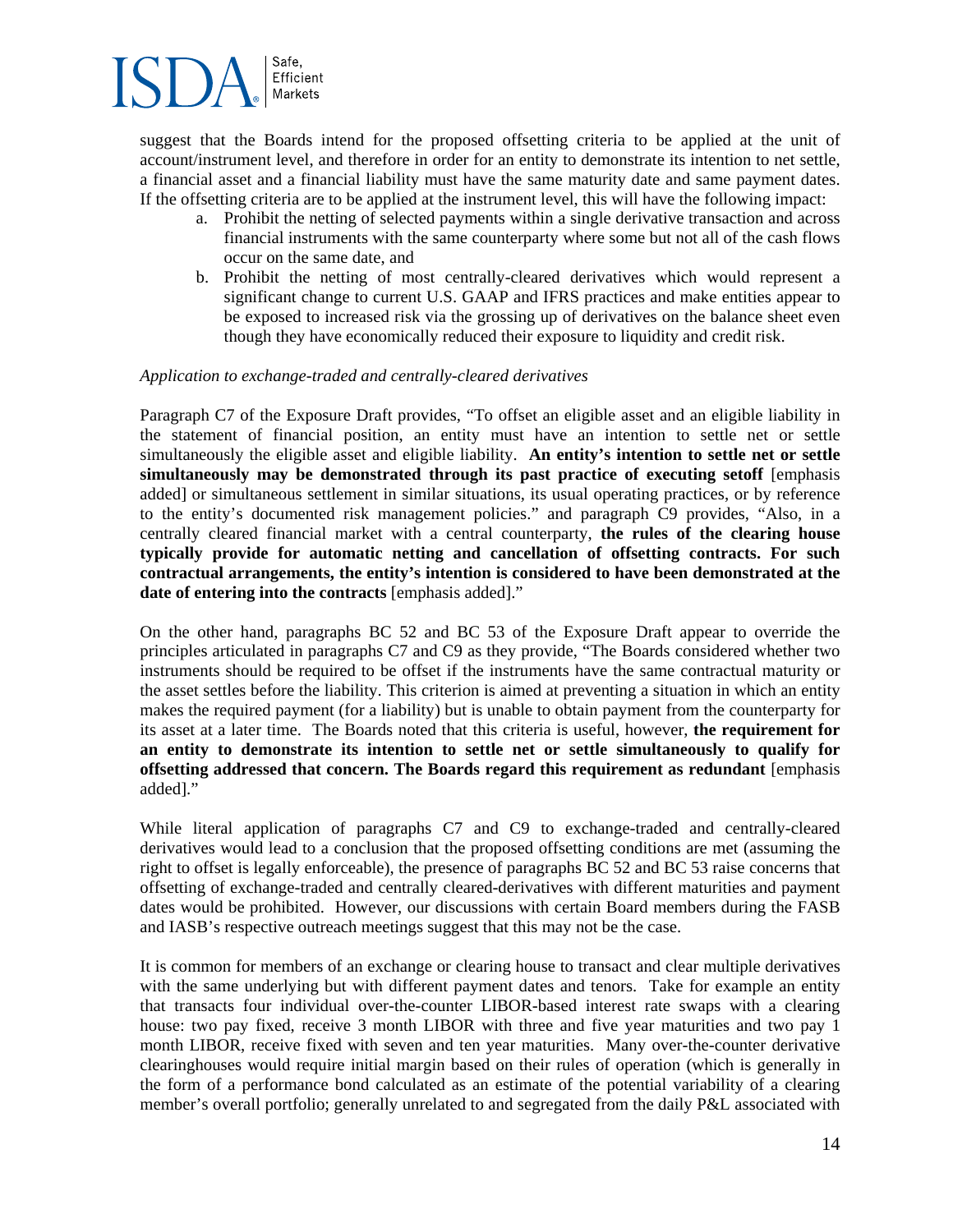suggest that the Boards intend for the proposed offsetting criteria to be applied at the unit of account/instrument level, and therefore in order for an entity to demonstrate its intention to net settle, a financial asset and a financial liability must have the same maturity date and same payment dates. If the offsetting criteria are to be applied at the instrument level, this will have the following impact:

a. Prohibit the netting of selected payments within a single derivative transaction and across financial instruments with the same counterparty where some but not all of the cash flows occur on the same date, and
b. Prohibit the netting of most centrally-cleared derivatives which would represent a significant change to current U.S. GAAP and IFRS practices and make entities appear to be exposed to increased risk via the grossing up of derivatives on the balance sheet even though they have economically reduced their exposure to liquidity and credit risk.

*Application to exchange-traded and centrally-cleared derivatives*

Paragraph C7 of the Exposure Draft provides, "To offset an eligible asset and an eligible liability in the statement of financial position, an entity must have an intention to settle net or settle simultaneously the eligible asset and eligible liability. **An entity's intention to settle net or settle simultaneously may be demonstrated through its past practice of executing setoff** [emphasis added] or simultaneous settlement in similar situations, its usual operating practices, or by reference to the entity's documented risk management policies." and paragraph C9 provides, "Also, in a centrally cleared financial market with a central counterparty, **the rules of the clearing house typically provide for automatic netting and cancellation of offsetting contracts. For such contractual arrangements, the entity's intention is considered to have been demonstrated at the date of entering into the contracts** [emphasis added]."

On the other hand, paragraphs BC 52 and BC 53 of the Exposure Draft appear to override the principles articulated in paragraphs C7 and C9 as they provide, "The Boards considered whether two instruments should be required to be offset if the instruments have the same contractual maturity or the asset settles before the liability. This criterion is aimed at preventing a situation in which an entity makes the required payment (for a liability) but is unable to obtain payment from the counterparty for its asset at a later time. The Boards noted that this criteria is useful, however, **the requirement for an entity to demonstrate its intention to settle net or settle simultaneously to qualify for offsetting addressed that concern. The Boards regard this requirement as redundant** [emphasis added]."

While literal application of paragraphs C7 and C9 to exchange-traded and centrally-cleared derivatives would lead to a conclusion that the proposed offsetting conditions are met (assuming the right to offset is legally enforceable), the presence of paragraphs BC 52 and BC 53 raise concerns that offsetting of exchange-traded and centrally cleared-derivatives with different maturities and payment dates would be prohibited. However, our discussions with certain Board members during the FASB and IASB's respective outreach meetings suggest that this may not be the case.

It is common for members of an exchange or clearing house to transact and clear multiple derivatives with the same underlying but with different payment dates and tenors. Take for example an entity that transacts four individual over-the-counter LIBOR-based interest rate swaps with a clearing house: two pay fixed, receive 3 month LIBOR with three and five year maturities and two pay 1 month LIBOR, receive fixed with seven and ten year maturities. Many over-the-counter derivative clearinghouses would require initial margin based on their rules of operation (which is generally in the form of a performance bond calculated as an estimate of the potential variability of a clearing member's overall portfolio; generally unrelated to and segregated from the daily P&L associated with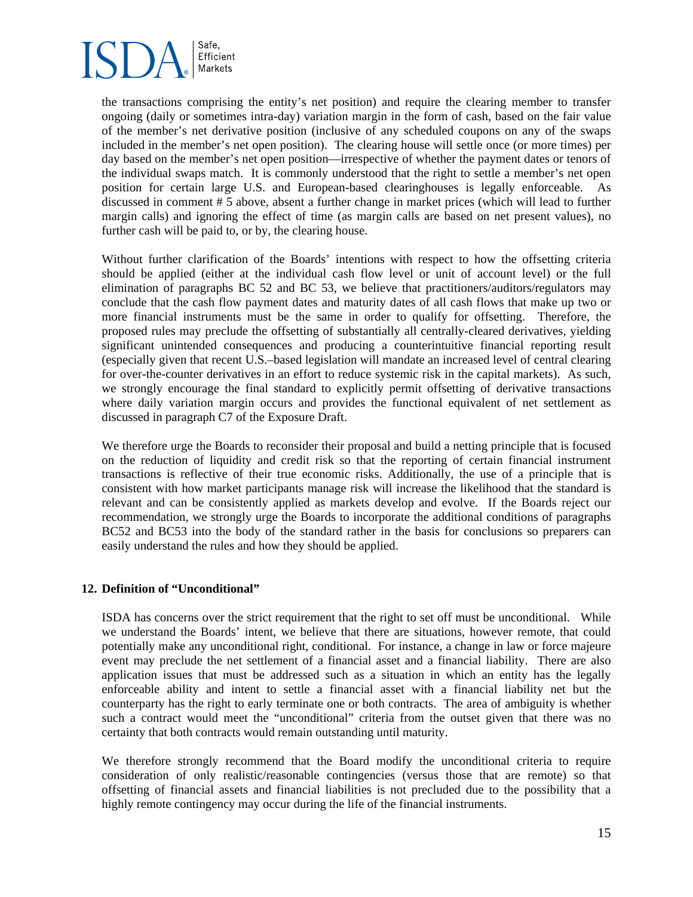the transactions comprising the entity's net position) and require the clearing member to transfer ongoing (daily or sometimes intra-day) variation margin in the form of cash, based on the fair value of the member's net derivative position (inclusive of any scheduled coupons on any of the swaps included in the member's net open position). The clearing house will settle once (or more times) per day based on the member's net open position—irrespective of whether the payment dates or tenors of the individual swaps match. It is commonly understood that the right to settle a member's net open position for certain large U.S. and European-based clearinghouses is legally enforceable. As discussed in comment # 5 above, absent a further change in market prices (which will lead to further margin calls) and ignoring the effect of time (as margin calls are based on net present values), no further cash will be paid to, or by, the clearing house.

Without further clarification of the Boards' intentions with respect to how the offsetting criteria should be applied (either at the individual cash flow level or unit of account level) or the full elimination of paragraphs BC 52 and BC 53, we believe that practitioners/auditors/regulators may conclude that the cash flow payment dates and maturity dates of all cash flows that make up two or more financial instruments must be the same in order to qualify for offsetting. Therefore, the proposed rules may preclude the offsetting of substantially all centrally-cleared derivatives, yielding significant unintended consequences and producing a counterintuitive financial reporting result (especially given that recent U.S.–based legislation will mandate an increased level of central clearing for over-the-counter derivatives in an effort to reduce systemic risk in the capital markets). As such, we strongly encourage the final standard to explicitly permit offsetting of derivative transactions where daily variation margin occurs and provides the functional equivalent of net settlement as discussed in paragraph C7 of the Exposure Draft.

We therefore urge the Boards to reconsider their proposal and build a netting principle that is focused on the reduction of liquidity and credit risk so that the reporting of certain financial instrument transactions is reflective of their true economic risks. Additionally, the use of a principle that is consistent with how market participants manage risk will increase the likelihood that the standard is relevant and can be consistently applied as markets develop and evolve. If the Boards reject our recommendation, we strongly urge the Boards to incorporate the additional conditions of paragraphs BC52 and BC53 into the body of the standard rather in the basis for conclusions so preparers can easily understand the rules and how they should be applied.

**12. Definition of "Unconditional"**

ISDA has concerns over the strict requirement that the right to set off must be unconditional. While we understand the Boards' intent, we believe that there are situations, however remote, that could potentially make any unconditional right, conditional. For instance, a change in law or force majeure event may preclude the net settlement of a financial asset and a financial liability. There are also application issues that must be addressed such as a situation in which an entity has the legally enforceable ability and intent to settle a financial asset with a financial liability net but the counterparty has the right to early terminate one or both contracts. The area of ambiguity is whether such a contract would meet the "unconditional" criteria from the outset given that there was no certainty that both contracts would remain outstanding until maturity.

We therefore strongly recommend that the Board modify the unconditional criteria to require consideration of only realistic/reasonable contingencies (versus those that are remote) so that offsetting of financial assets and financial liabilities is not precluded due to the possibility that a highly remote contingency may occur during the life of the financial instruments.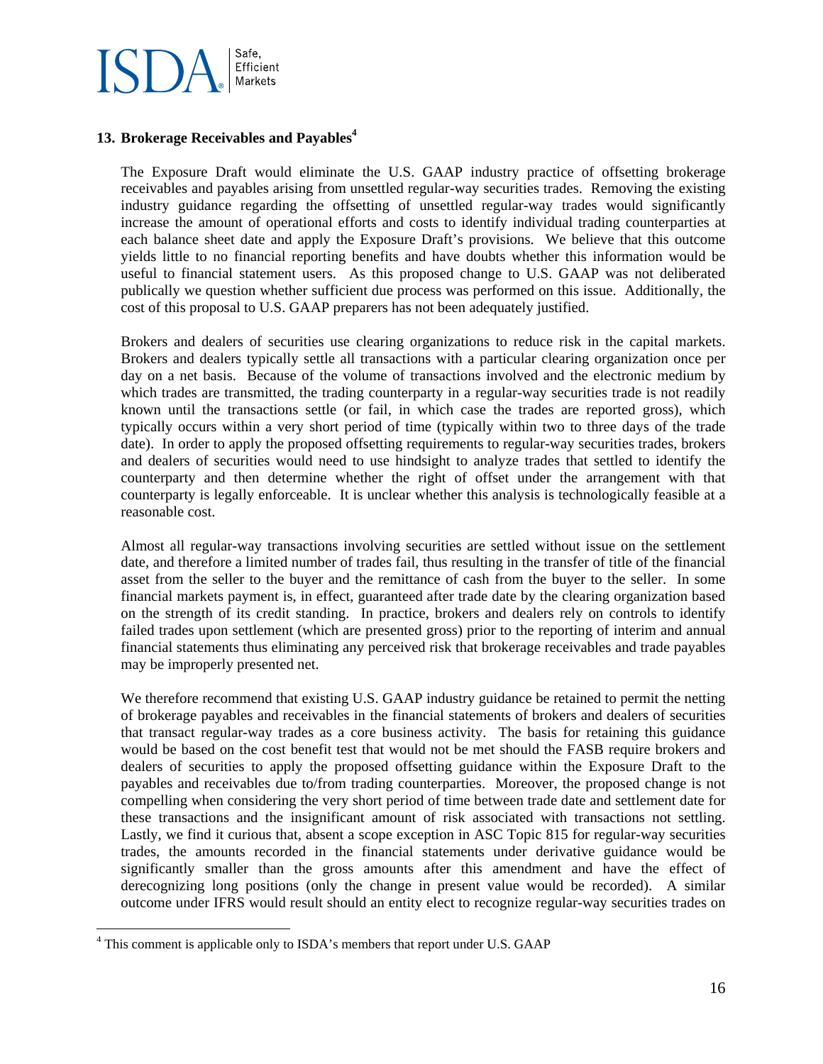## 13. Brokerage Receivables and Payables[4]

The Exposure Draft would eliminate the U.S. GAAP industry practice of offsetting brokerage receivables and payables arising from unsettled regular-way securities trades. Removing the existing industry guidance regarding the offsetting of unsettled regular-way trades would significantly increase the amount of operational efforts and costs to identify individual trading counterparties at each balance sheet date and apply the Exposure Draft's provisions. We believe that this outcome yields little to no financial reporting benefits and have doubts whether this information would be useful to financial statement users. As this proposed change to U.S. GAAP was not deliberated publically we question whether sufficient due process was performed on this issue. Additionally, the cost of this proposal to U.S. GAAP preparers has not been adequately justified.

Brokers and dealers of securities use clearing organizations to reduce risk in the capital markets. Brokers and dealers typically settle all transactions with a particular clearing organization once per day on a net basis. Because of the volume of transactions involved and the electronic medium by which trades are transmitted, the trading counterparty in a regular-way securities trade is not readily known until the transactions settle (or fail, in which case the trades are reported gross), which typically occurs within a very short period of time (typically within two to three days of the trade date). In order to apply the proposed offsetting requirements to regular-way securities trades, brokers and dealers of securities would need to use hindsight to analyze trades that settled to identify the counterparty and then determine whether the right of offset under the arrangement with that counterparty is legally enforceable. It is unclear whether this analysis is technologically feasible at a reasonable cost.

Almost all regular-way transactions involving securities are settled without issue on the settlement date, and therefore a limited number of trades fail, thus resulting in the transfer of title of the financial asset from the seller to the buyer and the remittance of cash from the buyer to the seller. In some financial markets payment is, in effect, guaranteed after trade date by the clearing organization based on the strength of its credit standing. In practice, brokers and dealers rely on controls to identify failed trades upon settlement (which are presented gross) prior to the reporting of interim and annual financial statements thus eliminating any perceived risk that brokerage receivables and trade payables may be improperly presented net.

We therefore recommend that existing U.S. GAAP industry guidance be retained to permit the netting of brokerage payables and receivables in the financial statements of brokers and dealers of securities that transact regular-way trades as a core business activity. The basis for retaining this guidance would be based on the cost benefit test that would not be met should the FASB require brokers and dealers of securities to apply the proposed offsetting guidance within the Exposure Draft to the payables and receivables due to/from trading counterparties. Moreover, the proposed change is not compelling when considering the very short period of time between trade date and settlement date for these transactions and the insignificant amount of risk associated with transactions not settling. Lastly, we find it curious that, absent a scope exception in ASC Topic 815 for regular-way securities trades, the amounts recorded in the financial statements under derivative guidance would be significantly smaller than the gross amounts after this amendment and have the effect of derecognizing long positions (only the change in present value would be recorded). A similar outcome under IFRS would result should an entity elect to recognize regular-way securities trades on

---

[4] This comment is applicable only to ISDA's members that report under U.S. GAAP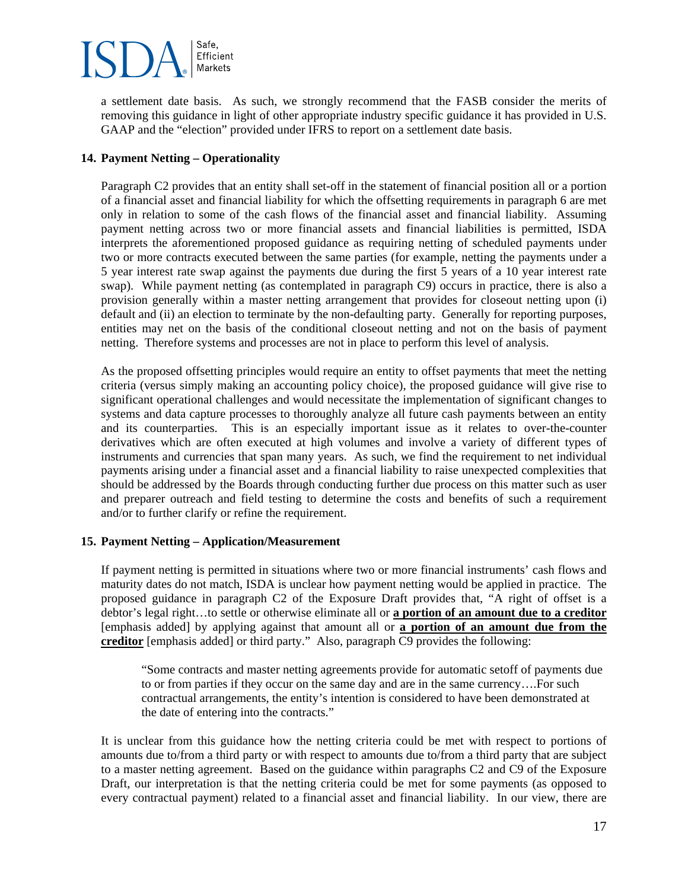a settlement date basis. As such, we strongly recommend that the FASB consider the merits of removing this guidance in light of other appropriate industry specific guidance it has provided in U.S. GAAP and the "election" provided under IFRS to report on a settlement date basis.

**14. Payment Netting – Operationality**

Paragraph C2 provides that an entity shall set-off in the statement of financial position all or a portion of a financial asset and financial liability for which the offsetting requirements in paragraph 6 are met only in relation to some of the cash flows of the financial asset and financial liability. Assuming payment netting across two or more financial assets and financial liabilities is permitted, ISDA interprets the aforementioned proposed guidance as requiring netting of scheduled payments under two or more contracts executed between the same parties (for example, netting the payments under a 5 year interest rate swap against the payments due during the first 5 years of a 10 year interest rate swap). While payment netting (as contemplated in paragraph C9) occurs in practice, there is also a provision generally within a master netting arrangement that provides for closeout netting upon (i) default and (ii) an election to terminate by the non-defaulting party. Generally for reporting purposes, entities may net on the basis of the conditional closeout netting and not on the basis of payment netting. Therefore systems and processes are not in place to perform this level of analysis.

As the proposed offsetting principles would require an entity to offset payments that meet the netting criteria (versus simply making an accounting policy choice), the proposed guidance will give rise to significant operational challenges and would necessitate the implementation of significant changes to systems and data capture processes to thoroughly analyze all future cash payments between an entity and its counterparties. This is an especially important issue as it relates to over-the-counter derivatives which are often executed at high volumes and involve a variety of different types of instruments and currencies that span many years. As such, we find the requirement to net individual payments arising under a financial asset and a financial liability to raise unexpected complexities that should be addressed by the Boards through conducting further due process on this matter such as user and preparer outreach and field testing to determine the costs and benefits of such a requirement and/or to further clarify or refine the requirement.

**15. Payment Netting – Application/Measurement**

If payment netting is permitted in situations where two or more financial instruments' cash flows and maturity dates do not match, ISDA is unclear how payment netting would be applied in practice. The proposed guidance in paragraph C2 of the Exposure Draft provides that, "A right of offset is a debtor's legal right…to settle or otherwise eliminate all or **a portion of an amount due to a creditor** [emphasis added] by applying against that amount all or **a portion of an amount due from the creditor** [emphasis added] or third party." Also, paragraph C9 provides the following:

> "Some contracts and master netting agreements provide for automatic setoff of payments due to or from parties if they occur on the same day and are in the same currency….For such contractual arrangements, the entity's intention is considered to have been demonstrated at the date of entering into the contracts."

It is unclear from this guidance how the netting criteria could be met with respect to portions of amounts due to/from a third party or with respect to amounts due to/from a third party that are subject to a master netting agreement. Based on the guidance within paragraphs C2 and C9 of the Exposure Draft, our interpretation is that the netting criteria could be met for some payments (as opposed to every contractual payment) related to a financial asset and financial liability. In our view, there are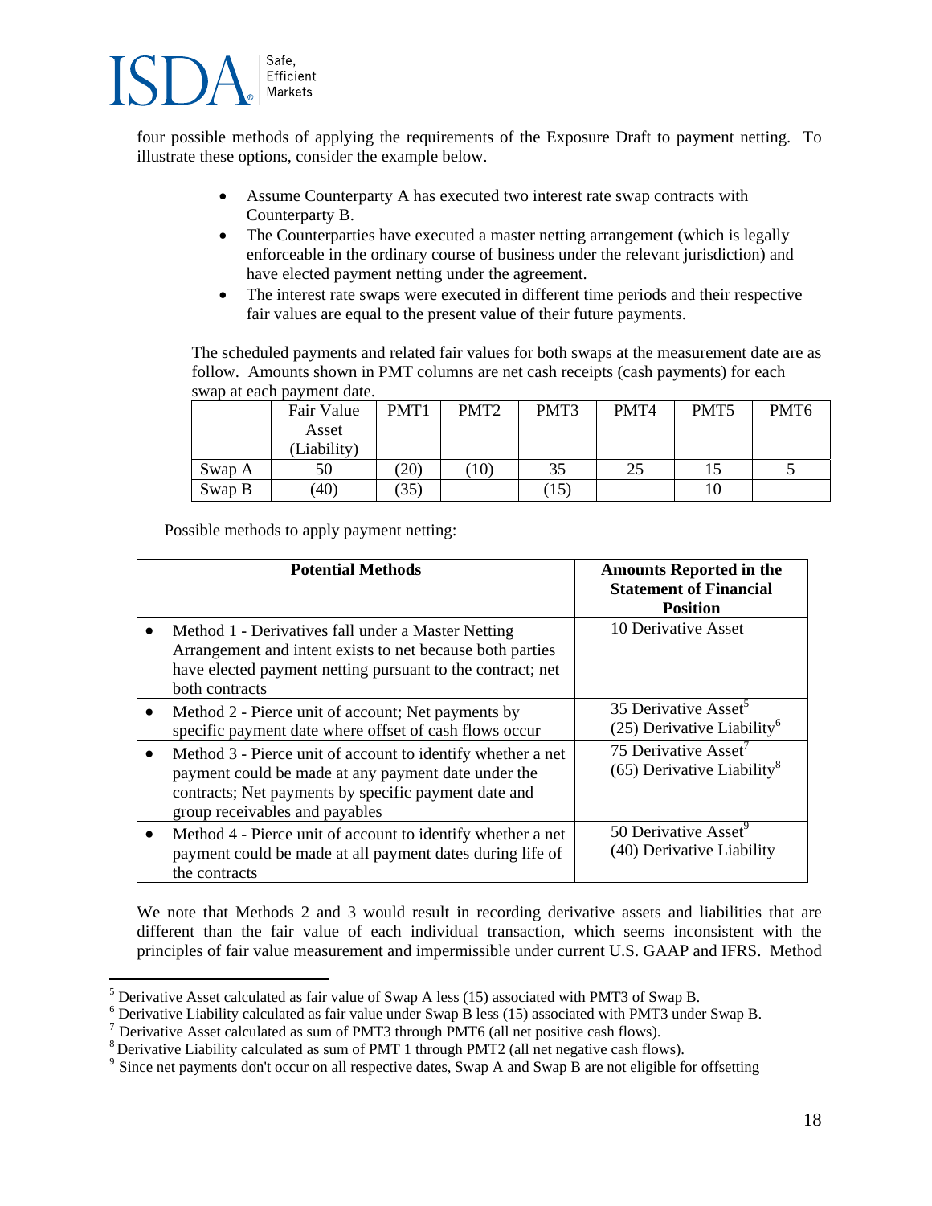four possible methods of applying the requirements of the Exposure Draft to payment netting. To illustrate these options, consider the example below.

- Assume Counterparty A has executed two interest rate swap contracts with Counterparty B.
- The Counterparties have executed a master netting arrangement (which is legally enforceable in the ordinary course of business under the relevant jurisdiction) and have elected payment netting under the agreement.
- The interest rate swaps were executed in different time periods and their respective fair values are equal to the present value of their future payments.

The scheduled payments and related fair values for both swaps at the measurement date are as follow. Amounts shown in PMT columns are net cash receipts (cash payments) for each swap at each payment date.

| | Fair Value Asset (Liability) | PMT1 | PMT2 | PMT3 | PMT4 | PMT5 | PMT6 |
|---|---|---|---|---|---|---|---|
| Swap A | 50 | (20) | (10) | 35 | 25 | 15 | 5 |
| Swap B | (40) | (35) | | (15) | | 10 | |

Possible methods to apply payment netting:

| Potential Methods | Amounts Reported in the Statement of Financial Position |
|---|---|
| • Method 1 - Derivatives fall under a Master Netting Arrangement and intent exists to net because both parties have elected payment netting pursuant to the contract; net both contracts | 10 Derivative Asset |
| • Method 2 - Pierce unit of account; Net payments by specific payment date where offset of cash flows occur | 35 Derivative Asset[5] (25) Derivative Liability[6] |
| • Method 3 - Pierce unit of account to identify whether a net payment could be made at any payment date under the contracts; Net payments by specific payment date and group receivables and payables | 75 Derivative Asset[7] (65) Derivative Liability[8] |
| • Method 4 - Pierce unit of account to identify whether a net payment could be made at all payment dates during life of the contracts | 50 Derivative Asset[9] (40) Derivative Liability |

We note that Methods 2 and 3 would result in recording derivative assets and liabilities that are different than the fair value of each individual transaction, which seems inconsistent with the principles of fair value measurement and impermissible under current U.S. GAAP and IFRS. Method

---

[5] Derivative Asset calculated as fair value of Swap A less (15) associated with PMT3 of Swap B.

[6] Derivative Liability calculated as fair value under Swap B less (15) associated with PMT3 under Swap B.

[7] Derivative Asset calculated as sum of PMT3 through PMT6 (all net positive cash flows).

[8] Derivative Liability calculated as sum of PMT 1 through PMT2 (all net negative cash flows).

[9] Since net payments don't occur on all respective dates, Swap A and Swap B are not eligible for offsetting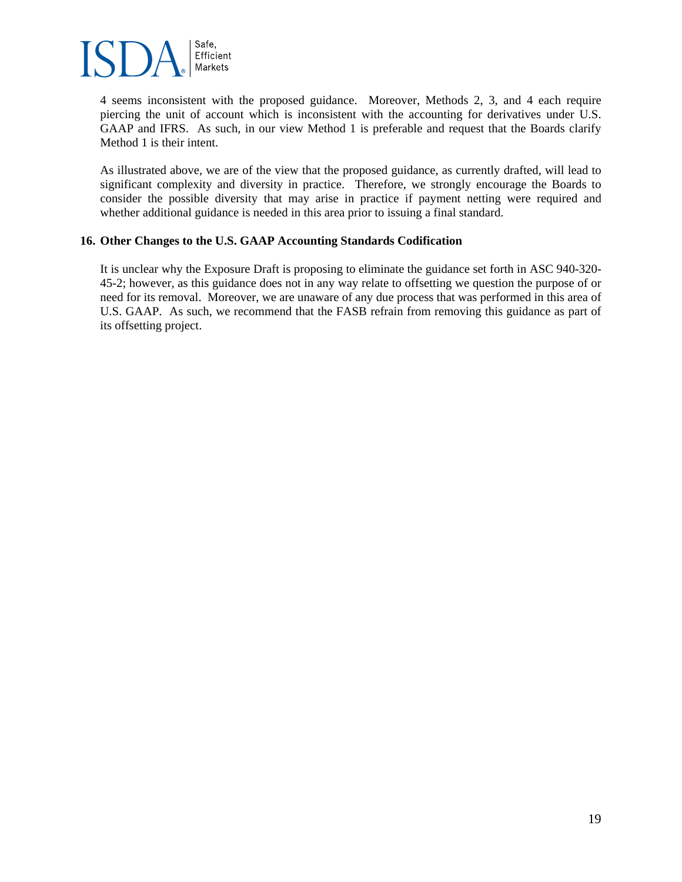4 seems inconsistent with the proposed guidance. Moreover, Methods 2, 3, and 4 each require piercing the unit of account which is inconsistent with the accounting for derivatives under U.S. GAAP and IFRS. As such, in our view Method 1 is preferable and request that the Boards clarify Method 1 is their intent.

As illustrated above, we are of the view that the proposed guidance, as currently drafted, will lead to significant complexity and diversity in practice. Therefore, we strongly encourage the Boards to consider the possible diversity that may arise in practice if payment netting were required and whether additional guidance is needed in this area prior to issuing a final standard.

**16. Other Changes to the U.S. GAAP Accounting Standards Codification**

It is unclear why the Exposure Draft is proposing to eliminate the guidance set forth in ASC 940-320-45-2; however, as this guidance does not in any way relate to offsetting we question the purpose of or need for its removal. Moreover, we are unaware of any due process that was performed in this area of U.S. GAAP. As such, we recommend that the FASB refrain from removing this guidance as part of its offsetting project.